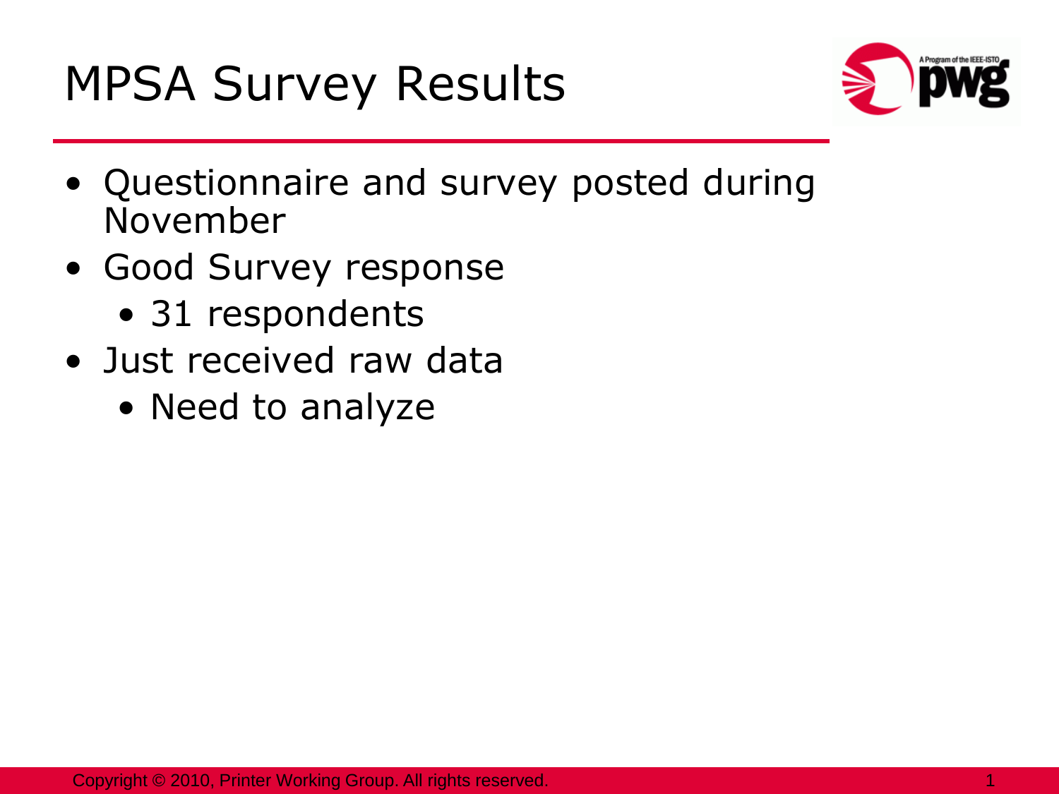# MPSA Survey Results

- Questionnaire and survey posted during November
- Good Survey response
  - 31 respondents
- Just received raw data
  - Need to analyze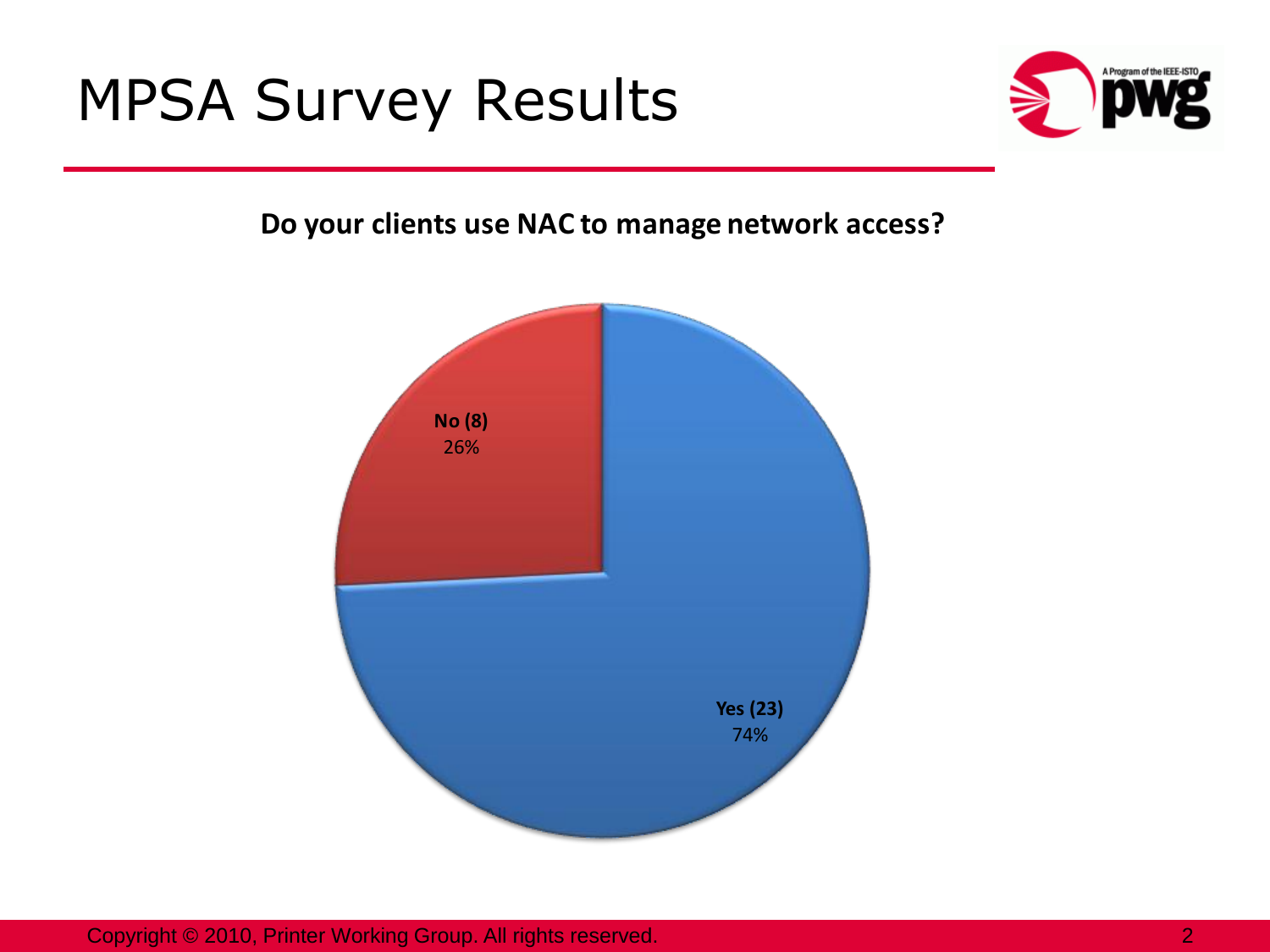# MPSA Survey Results

**Do your clients use NAC to manage network access?**

**No (8)**
26%

**Yes (23)**
74%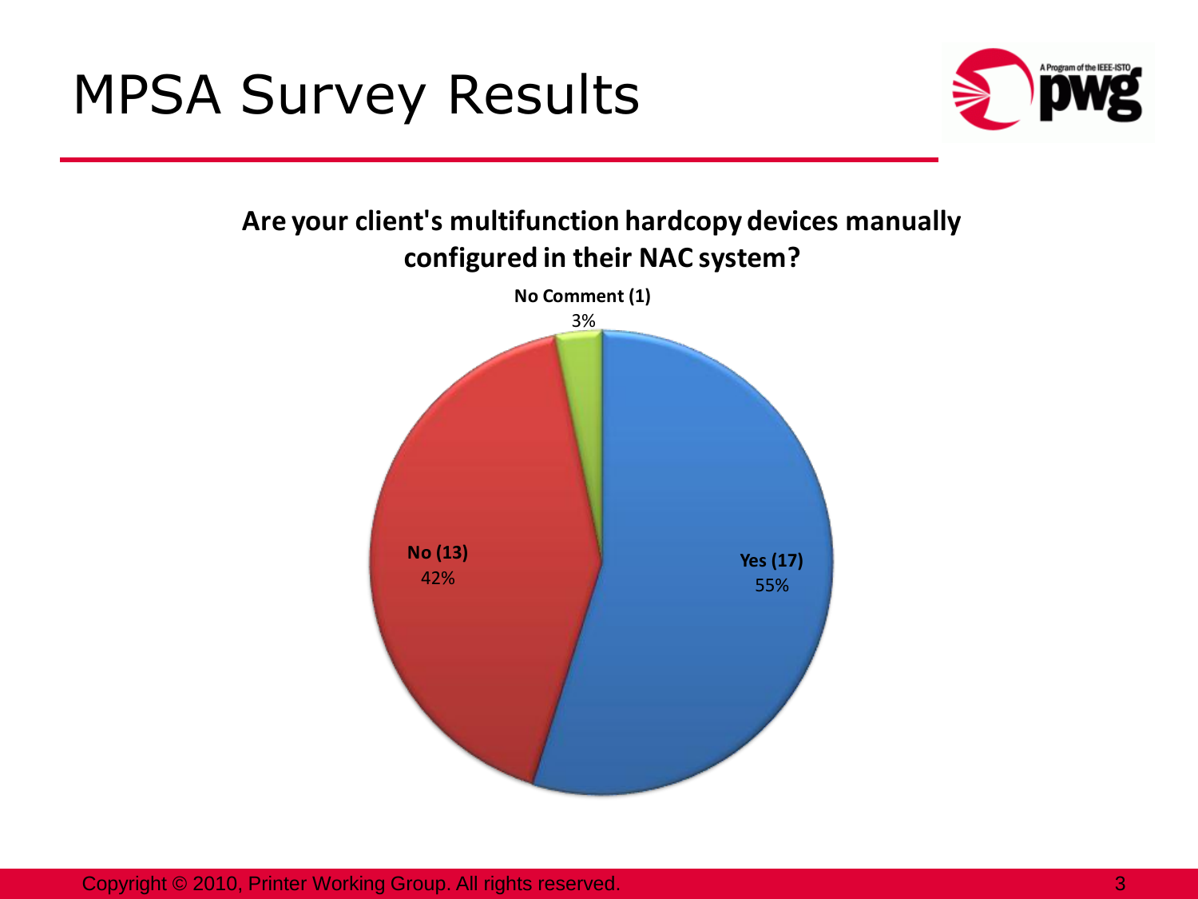# MPSA Survey Results

**Are your client's multifunction hardcopy devices manually configured in their NAC system?**

**No Comment (1)**
3%

**No (13)**
42%

**Yes (17)**
55%

Copyright © 2010, Printer Working Group. All rights reserved.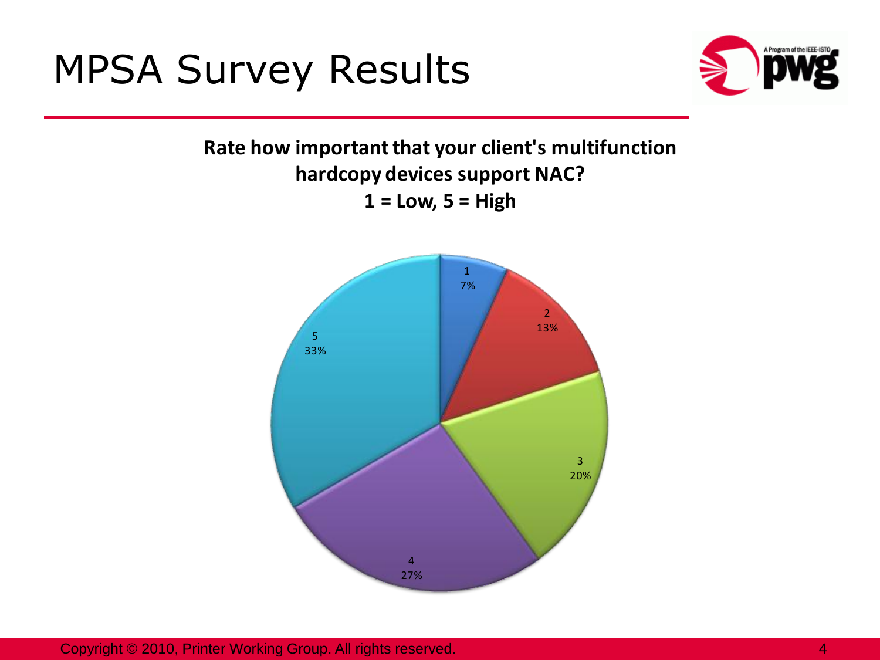# MPSA Survey Results

**Rate how important that your client's multifunction hardcopy devices support NAC?**
**1 = Low, 5 = High**

| Rating | Percentage |
|---|---|
| 1 | 7% |
| 2 | 13% |
| 3 | 20% |
| 4 | 27% |
| 5 | 33% |

Copyright © 2010, Printer Working Group. All rights reserved.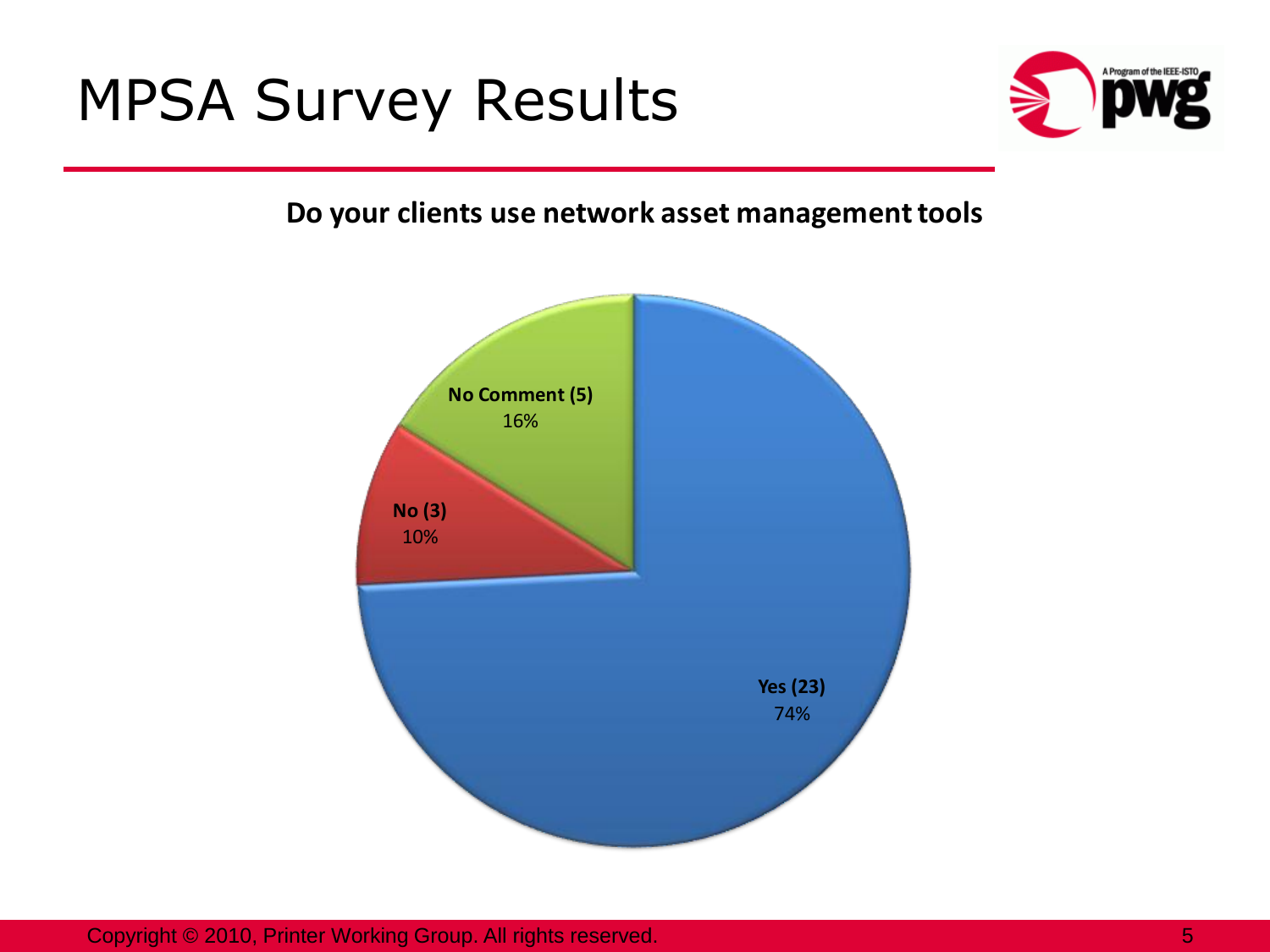# MPSA Survey Results

**Do your clients use network asset management tools**

**No Comment (5)**
16%

**No (3)**
10%

**Yes (23)**
74%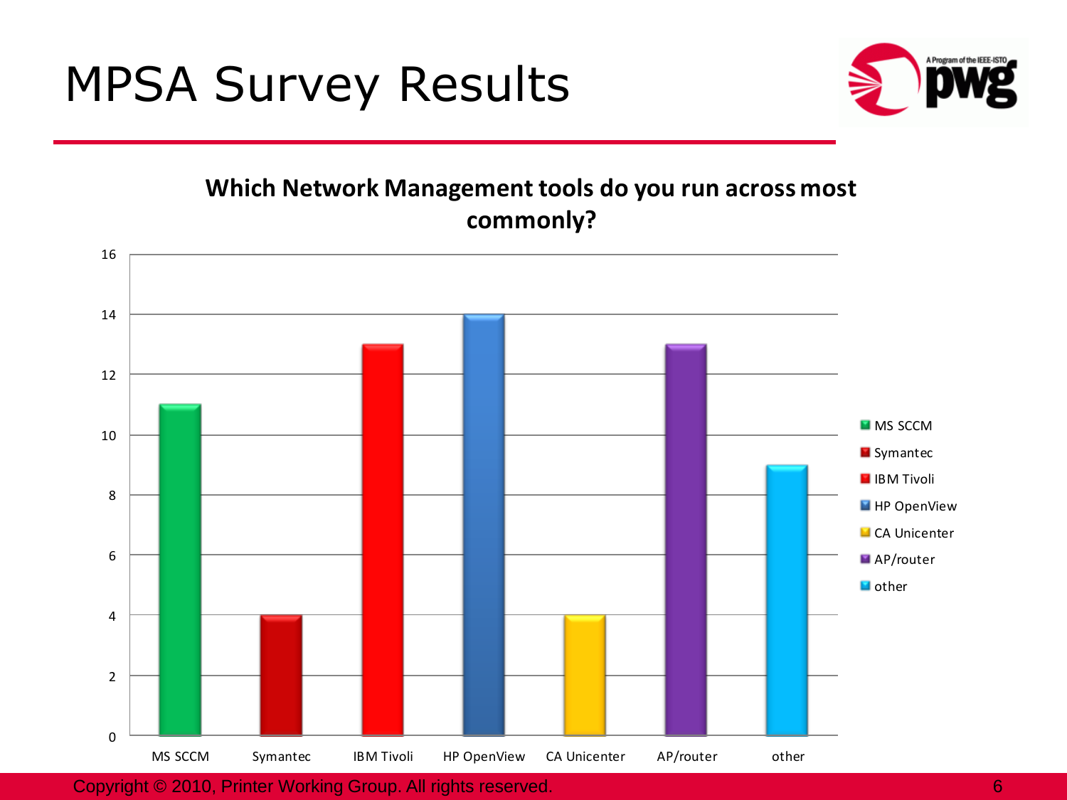# MPSA Survey Results

**Which Network Management tools do you run across most commonly?**

| Tool | Count |
|---|---|
| MS SCCM | 11 |
| Symantec | 4 |
| IBM Tivoli | 13 |
| HP OpenView | 14 |
| CA Unicenter | 4 |
| AP/router | 13 |
| other | 9 |

Copyright © 2010, Printer Working Group. All rights reserved.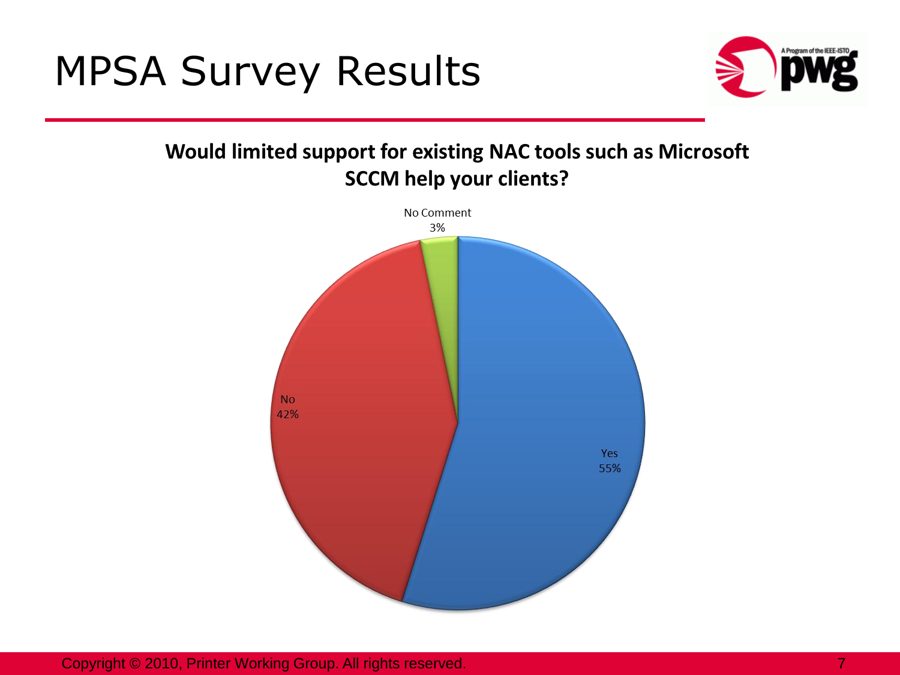# MPSA Survey Results

**Would limited support for existing NAC tools such as Microsoft SCCM help your clients?**

No Comment
3%

No
42%

Yes
55%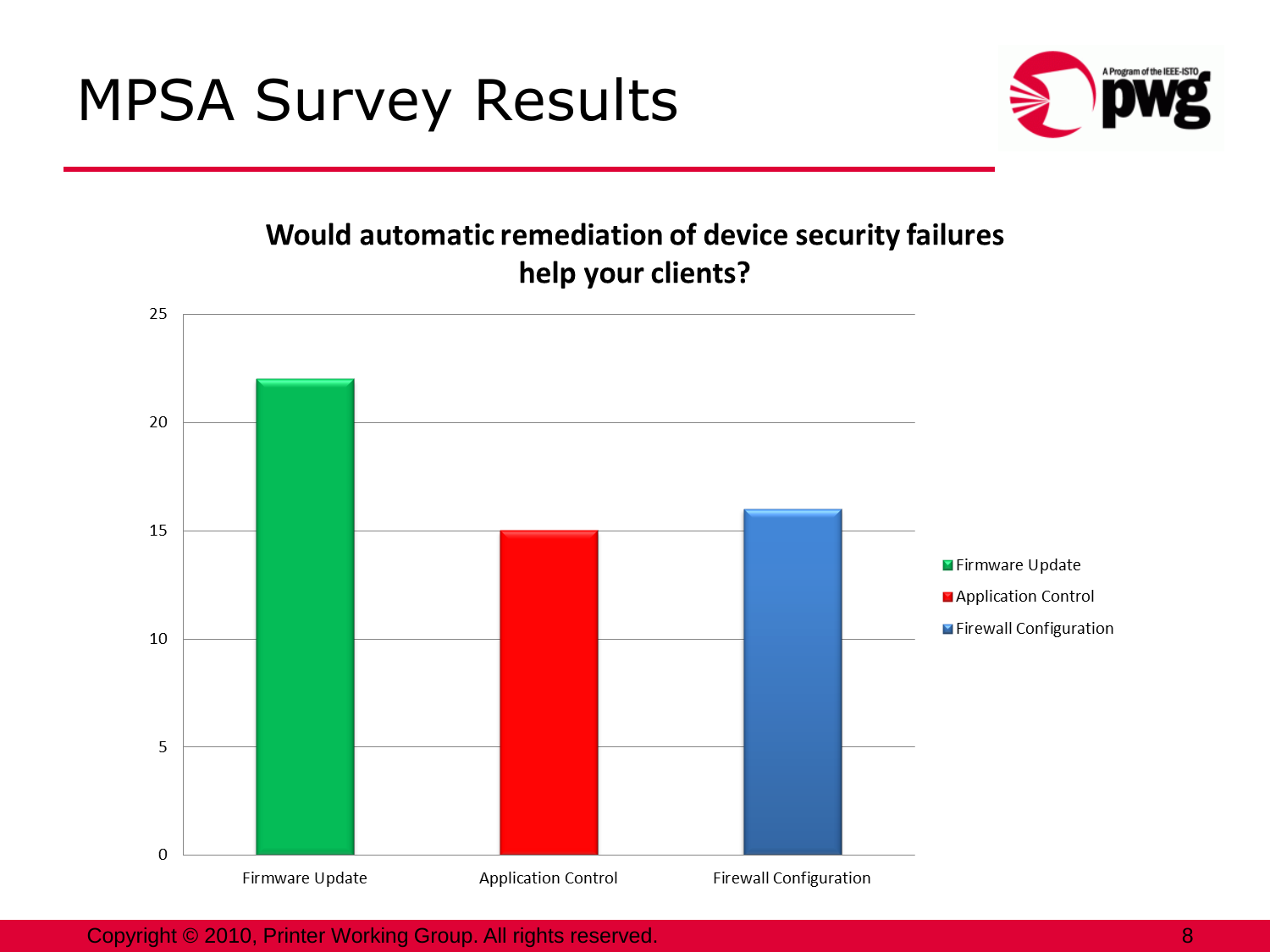# MPSA Survey Results

**Would automatic remediation of device security failures help your clients?**

| Category | Value |
|---|---|
| Firmware Update | 22 |
| Application Control | 15 |
| Firewall Configuration | 16 |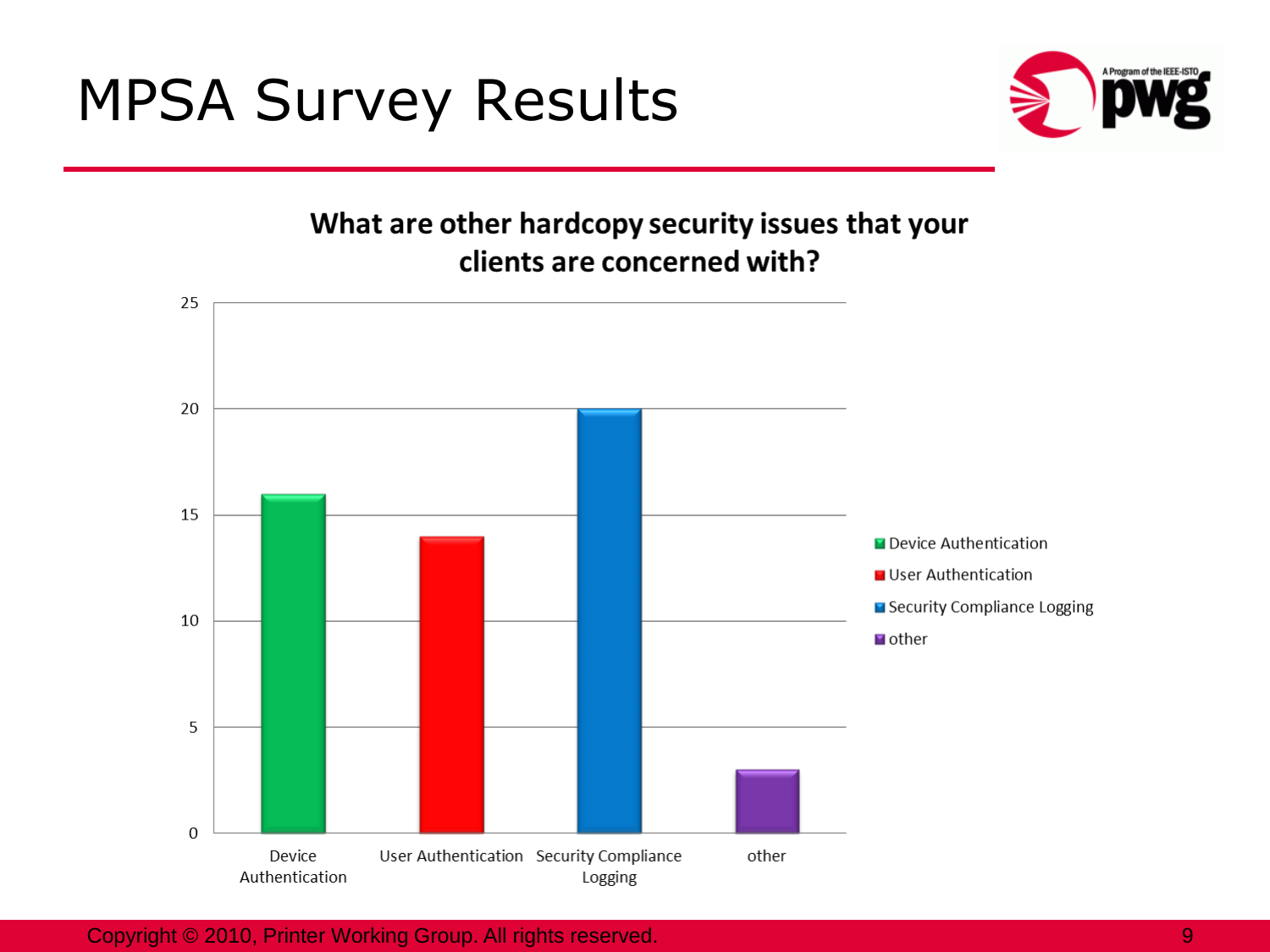# MPSA Survey Results

**What are other hardcopy security issues that your clients are concerned with?**

| Issue | Count |
| --- | --- |
| Device Authentication | 16 |
| User Authentication | 14 |
| Security Compliance Logging | 20 |
| other | 3 |

Copyright © 2010, Printer Working Group. All rights reserved.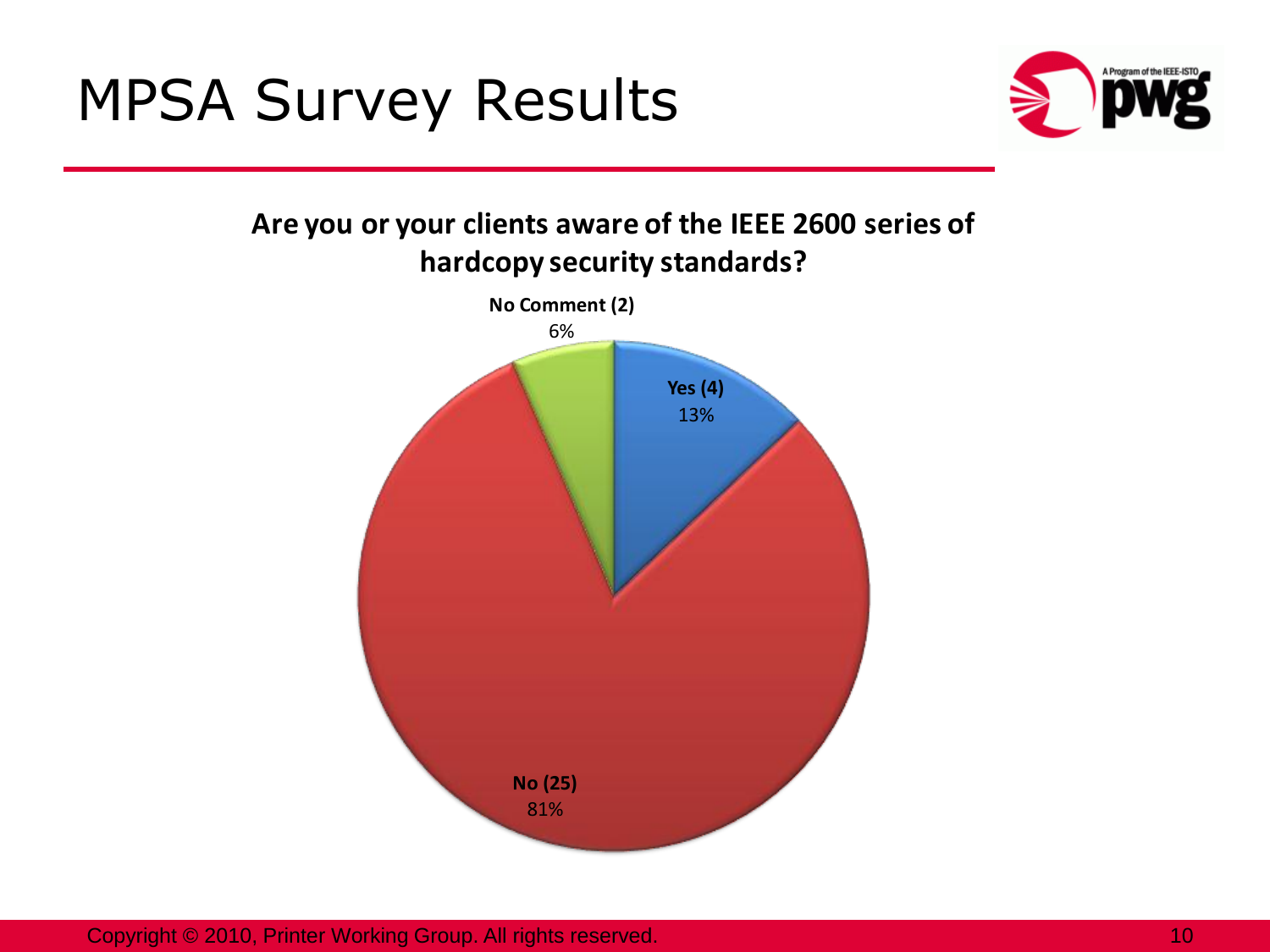# MPSA Survey Results

**Are you or your clients aware of the IEEE 2600 series of hardcopy security standards?**

**No Comment (2)**
6%

**Yes (4)**
13%

**No (25)**
81%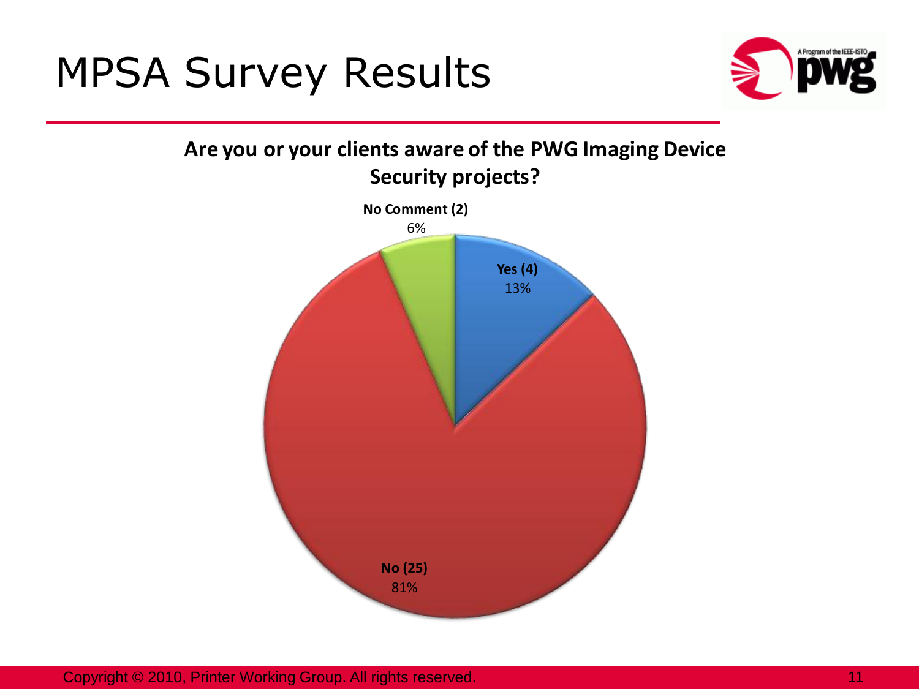# MPSA Survey Results

**Are you or your clients aware of the PWG Imaging Device Security projects?**

**No Comment (2)**
6%

**Yes (4)**
13%

**No (25)**
81%